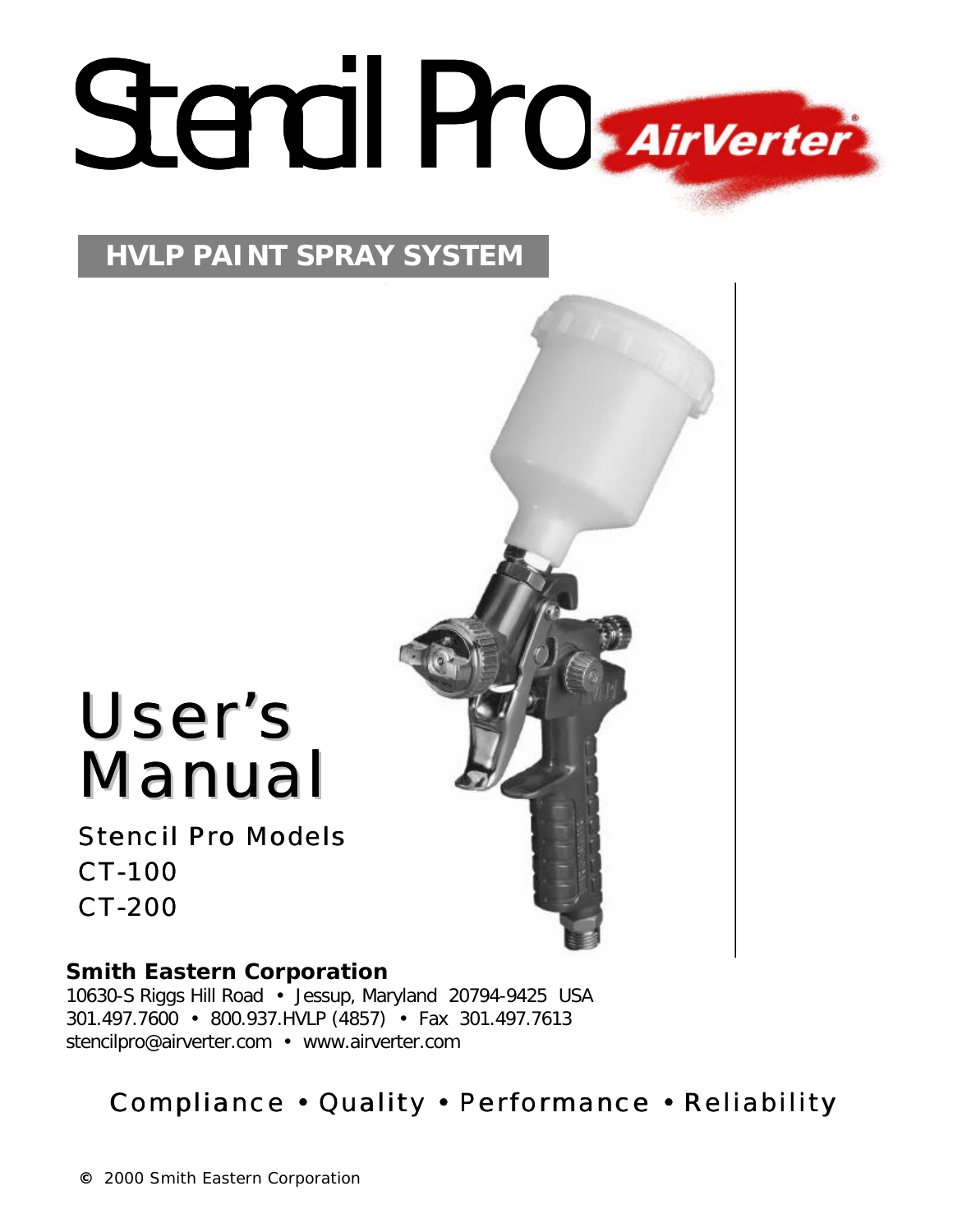# Stencil Pro AirVerter®

## HVLP PAINT SPRAY SYSTEM

# User's Manual

Stencil Pro Models
CT-100
CT-200

**Smith Eastern Corporation**
10630-S Riggs Hill Road • Jessup, Maryland 20794-9425 USA
301.497.7600 • 800.937.HVLP (4857) • Fax 301.497.7613
stencilpro@airverter.com • www.airverter.com

Compliance • Quality • Performance • Reliability

© 2000 Smith Eastern Corporation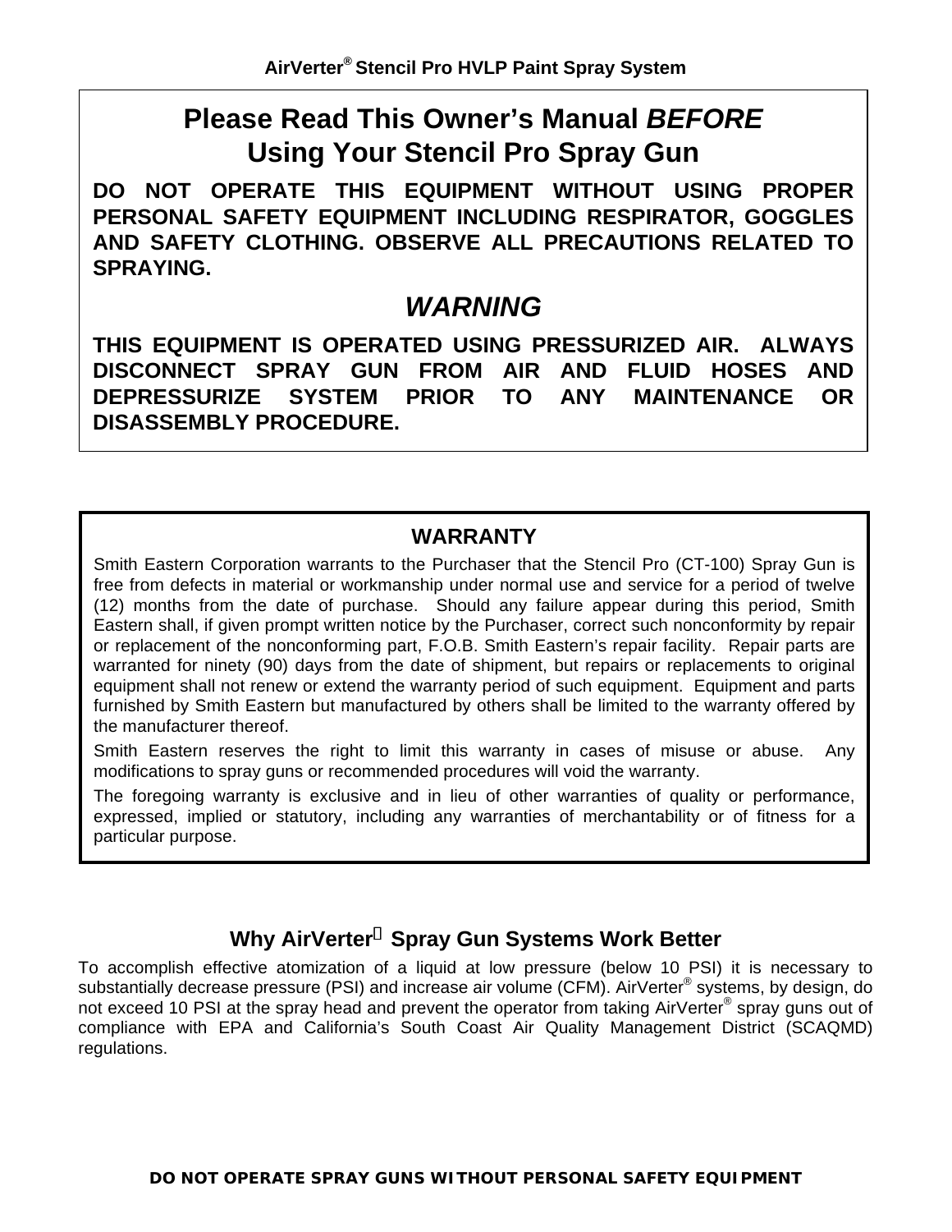# Please Read This Owner's Manual *BEFORE* Using Your Stencil Pro Spray Gun

**DO NOT OPERATE THIS EQUIPMENT WITHOUT USING PROPER PERSONAL SAFETY EQUIPMENT INCLUDING RESPIRATOR, GOGGLES AND SAFETY CLOTHING. OBSERVE ALL PRECAUTIONS RELATED TO SPRAYING.**

## *WARNING*

**THIS EQUIPMENT IS OPERATED USING PRESSURIZED AIR. ALWAYS DISCONNECT SPRAY GUN FROM AIR AND FLUID HOSES AND DEPRESSURIZE SYSTEM PRIOR TO ANY MAINTENANCE OR DISASSEMBLY PROCEDURE.**

## WARRANTY

Smith Eastern Corporation warrants to the Purchaser that the Stencil Pro (CT-100) Spray Gun is free from defects in material or workmanship under normal use and service for a period of twelve (12) months from the date of purchase. Should any failure appear during this period, Smith Eastern shall, if given prompt written notice by the Purchaser, correct such nonconformity by repair or replacement of the nonconforming part, F.O.B. Smith Eastern's repair facility. Repair parts are warranted for ninety (90) days from the date of shipment, but repairs or replacements to original equipment shall not renew or extend the warranty period of such equipment. Equipment and parts furnished by Smith Eastern but manufactured by others shall be limited to the warranty offered by the manufacturer thereof.

Smith Eastern reserves the right to limit this warranty in cases of misuse or abuse. Any modifications to spray guns or recommended procedures will void the warranty.

The foregoing warranty is exclusive and in lieu of other warranties of quality or performance, expressed, implied or statutory, including any warranties of merchantability or of fitness for a particular purpose.

## Why AirVerter® Spray Gun Systems Work Better

To accomplish effective atomization of a liquid at low pressure (below 10 PSI) it is necessary to substantially decrease pressure (PSI) and increase air volume (CFM). AirVerter® systems, by design, do not exceed 10 PSI at the spray head and prevent the operator from taking AirVerter® spray guns out of compliance with EPA and California's South Coast Air Quality Management District (SCAQMD) regulations.

**DO NOT OPERATE SPRAY GUNS WITHOUT PERSONAL SAFETY EQUIPMENT**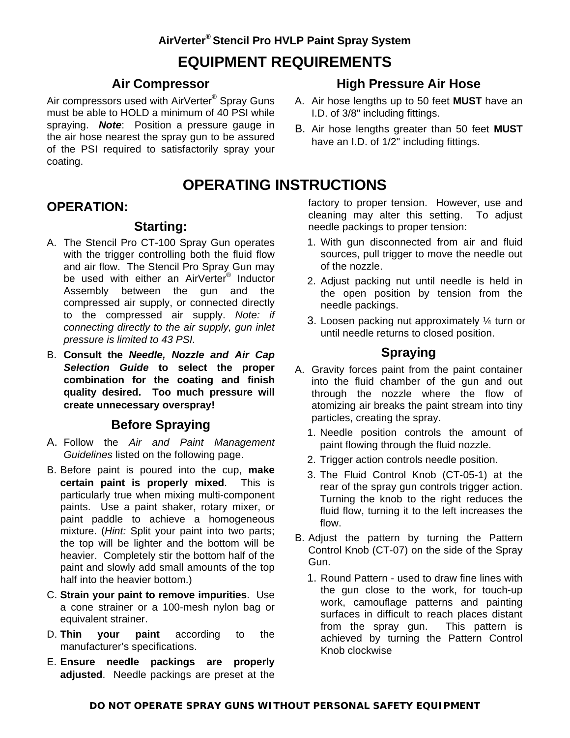AirVerter® Stencil Pro HVLP Paint Spray System

# EQUIPMENT REQUIREMENTS

## Air Compressor

Air compressors used with AirVerter® Spray Guns must be able to HOLD a minimum of 40 PSI while spraying. ***Note***: Position a pressure gauge in the air hose nearest the spray gun to be assured of the PSI required to satisfactorily spray your coating.

## High Pressure Air Hose

A. Air hose lengths up to 50 feet **MUST** have an I.D. of 3/8" including fittings.

B. Air hose lengths greater than 50 feet **MUST** have an I.D. of 1/2" including fittings.

# OPERATING INSTRUCTIONS

## OPERATION:

### Starting:

A. The Stencil Pro CT-100 Spray Gun operates with the trigger controlling both the fluid flow and air flow. The Stencil Pro Spray Gun may be used with either an AirVerter® Inductor Assembly between the gun and the compressed air supply, or connected directly to the compressed air supply. *Note: if connecting directly to the air supply, gun inlet pressure is limited to 43 PSI.*

B. **Consult the *Needle, Nozzle and Air Cap Selection Guide* to select the proper combination for the coating and finish quality desired. Too much pressure will create unnecessary overspray!**

### Before Spraying

A. Follow the *Air and Paint Management Guidelines* listed on the following page.

B. Before paint is poured into the cup, **make certain paint is properly mixed**. This is particularly true when mixing multi-component paints. Use a paint shaker, rotary mixer, or paint paddle to achieve a homogeneous mixture. (*Hint:* Split your paint into two parts; the top will be lighter and the bottom will be heavier. Completely stir the bottom half of the paint and slowly add small amounts of the top half into the heavier bottom.)

C. **Strain your paint to remove impurities**. Use a cone strainer or a 100-mesh nylon bag or equivalent strainer.

D. **Thin your paint** according to the manufacturer's specifications.

E. **Ensure needle packings are properly adjusted**. Needle packings are preset at the factory to proper tension. However, use and cleaning may alter this setting. To adjust needle packings to proper tension:

1. With gun disconnected from air and fluid sources, pull trigger to move the needle out of the nozzle.
2. Adjust packing nut until needle is held in the open position by tension from the needle packings.
3. Loosen packing nut approximately ¼ turn or until needle returns to closed position.

### Spraying

A. Gravity forces paint from the paint container into the fluid chamber of the gun and out through the nozzle where the flow of atomizing air breaks the paint stream into tiny particles, creating the spray.

1. Needle position controls the amount of paint flowing through the fluid nozzle.
2. Trigger action controls needle position.
3. The Fluid Control Knob (CT-05-1) at the rear of the spray gun controls trigger action. Turning the knob to the right reduces the fluid flow, turning it to the left increases the flow.

B. Adjust the pattern by turning the Pattern Control Knob (CT-07) on the side of the Spray Gun.

1. Round Pattern - used to draw fine lines with the gun close to the work, for touch-up work, camouflage patterns and painting surfaces in difficult to reach places distant from the spray gun. This pattern is achieved by turning the Pattern Control Knob clockwise

**DO NOT OPERATE SPRAY GUNS WITHOUT PERSONAL SAFETY EQUIPMENT**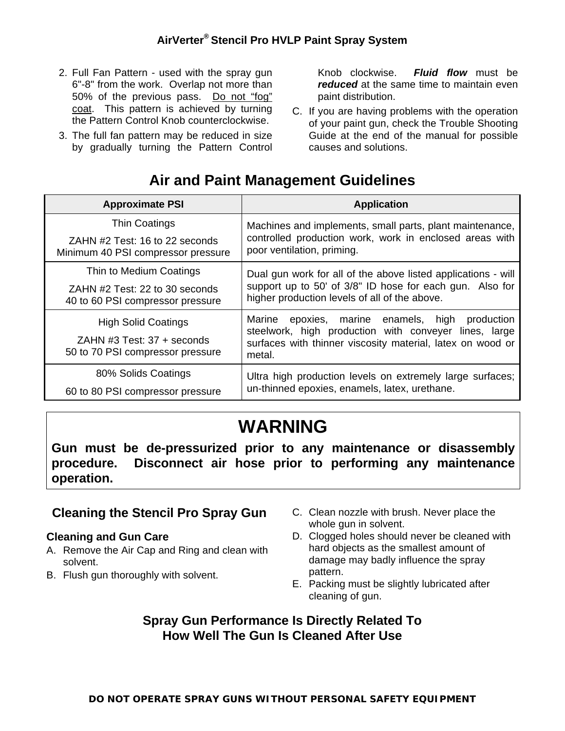2. Full Fan Pattern - used with the spray gun 6"-8" from the work. Overlap not more than 50% of the previous pass. Do not "fog" coat. This pattern is achieved by turning the Pattern Control Knob counterclockwise.
3. The full fan pattern may be reduced in size by gradually turning the Pattern Control Knob clockwise. ***Fluid flow*** must be ***reduced*** at the same time to maintain even paint distribution.

C. If you are having problems with the operation of your paint gun, check the Trouble Shooting Guide at the end of the manual for possible causes and solutions.

## Air and Paint Management Guidelines

| Approximate PSI | Application |
|---|---|
| Thin Coatings<br>ZAHN #2 Test: 16 to 22 seconds<br>Minimum 40 PSI compressor pressure | Machines and implements, small parts, plant maintenance, controlled production work, work in enclosed areas with poor ventilation, priming. |
| Thin to Medium Coatings<br>ZAHN #2 Test: 22 to 30 seconds<br>40 to 60 PSI compressor pressure | Dual gun work for all of the above listed applications - will support up to 50' of 3/8" ID hose for each gun. Also for higher production levels of all of the above. |
| High Solid Coatings<br>ZAHN #3 Test: 37 + seconds<br>50 to 70 PSI compressor pressure | Marine epoxies, marine enamels, high production steelwork, high production with conveyer lines, large surfaces with thinner viscosity material, latex on wood or metal. |
| 80% Solids Coatings<br>60 to 80 PSI compressor pressure | Ultra high production levels on extremely large surfaces; un-thinned epoxies, enamels, latex, urethane. |

# WARNING

**Gun must be de-pressurized prior to any maintenance or disassembly procedure. Disconnect air hose prior to performing any maintenance operation.**

## Cleaning the Stencil Pro Spray Gun

### Cleaning and Gun Care

A. Remove the Air Cap and Ring and clean with solvent.
B. Flush gun thoroughly with solvent.
C. Clean nozzle with brush. Never place the whole gun in solvent.
D. Clogged holes should never be cleaned with hard objects as the smallest amount of damage may badly influence the spray pattern.
E. Packing must be slightly lubricated after cleaning of gun.

## Spray Gun Performance Is Directly Related To How Well The Gun Is Cleaned After Use

**DO NOT OPERATE SPRAY GUNS WITHOUT PERSONAL SAFETY EQUIPMENT**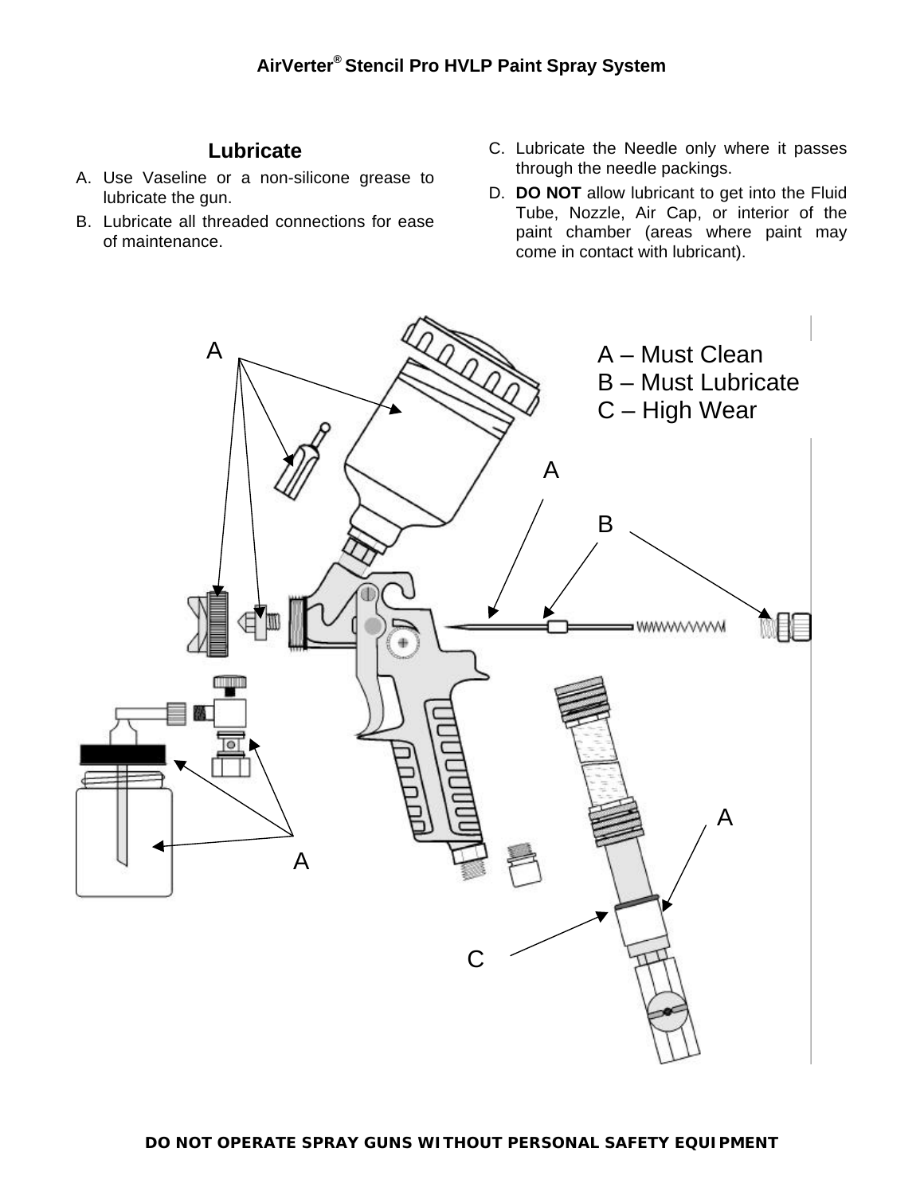## Lubricate

A. Use Vaseline or a non-silicone grease to lubricate the gun.

B. Lubricate all threaded connections for ease of maintenance.

C. Lubricate the Needle only where it passes through the needle packings.

D. **DO NOT** allow lubricant to get into the Fluid Tube, Nozzle, Air Cap, or interior of the paint chamber (areas where paint may come in contact with lubricant).

A – Must Clean
B – Must Lubricate
C – High Wear

**DO NOT OPERATE SPRAY GUNS WITHOUT PERSONAL SAFETY EQUIPMENT**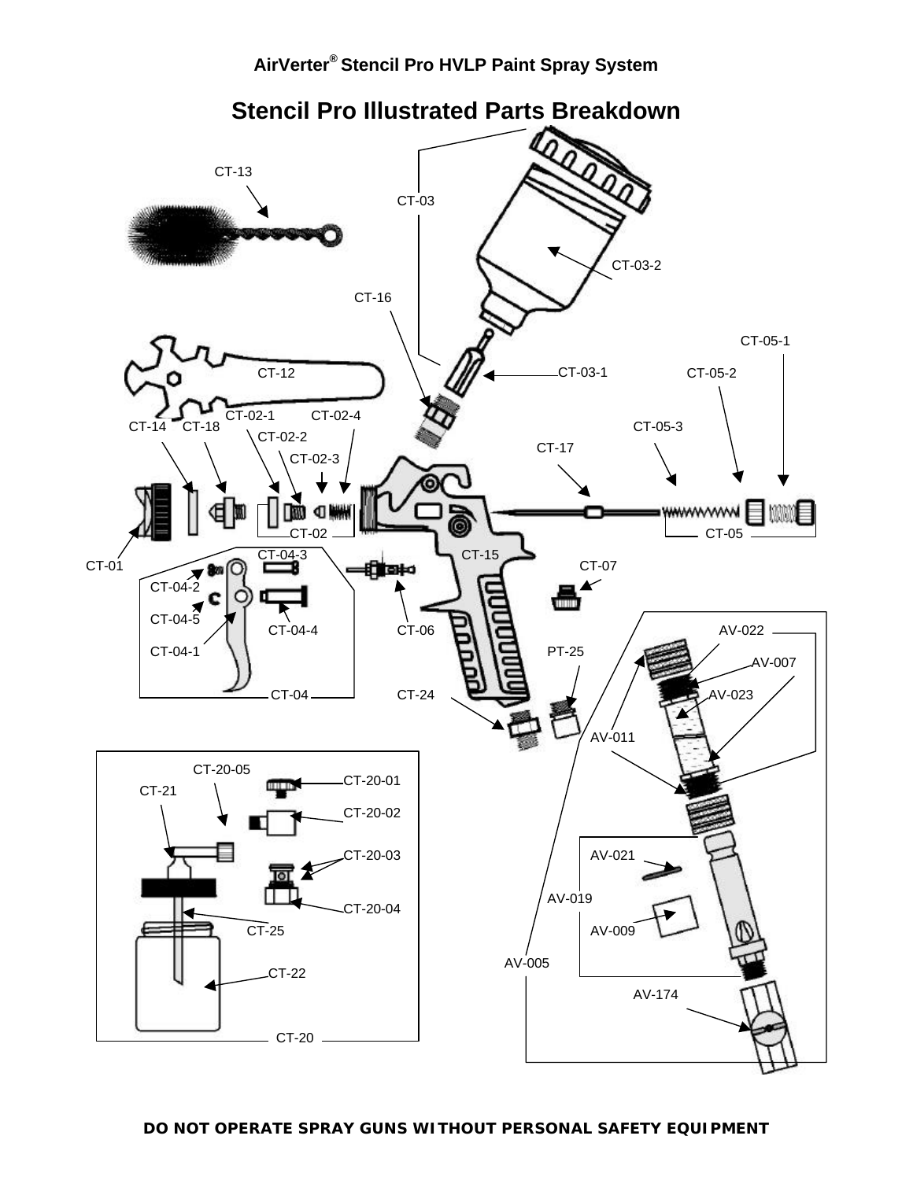AirVerter® Stencil Pro HVLP Paint Spray System

# Stencil Pro Illustrated Parts Breakdown

CT-13

CT-03

CT-03-2

CT-16

CT-05-1

CT-12

CT-03-1

CT-05-2

CT-14 CT-18 CT-02-1 CT-02-4

CT-02-2

CT-05-3

CT-02-3

CT-17

CT-02

CT-05

CT-01

CT-04-3

CT-15

CT-07

CT-04-2

CT-04-5

CT-04-4

CT-06

AV-022

AV-007

CT-04-1

PT-25

CT-04

CT-24

AV-023

AV-011

CT-20-05

CT-20-01

CT-21

CT-20-02

CT-20-03

AV-021

AV-019

CT-20-04

AV-009

CT-25

AV-005

CT-22

AV-174

CT-20

**DO NOT OPERATE SPRAY GUNS WITHOUT PERSONAL SAFETY EQUIPMENT**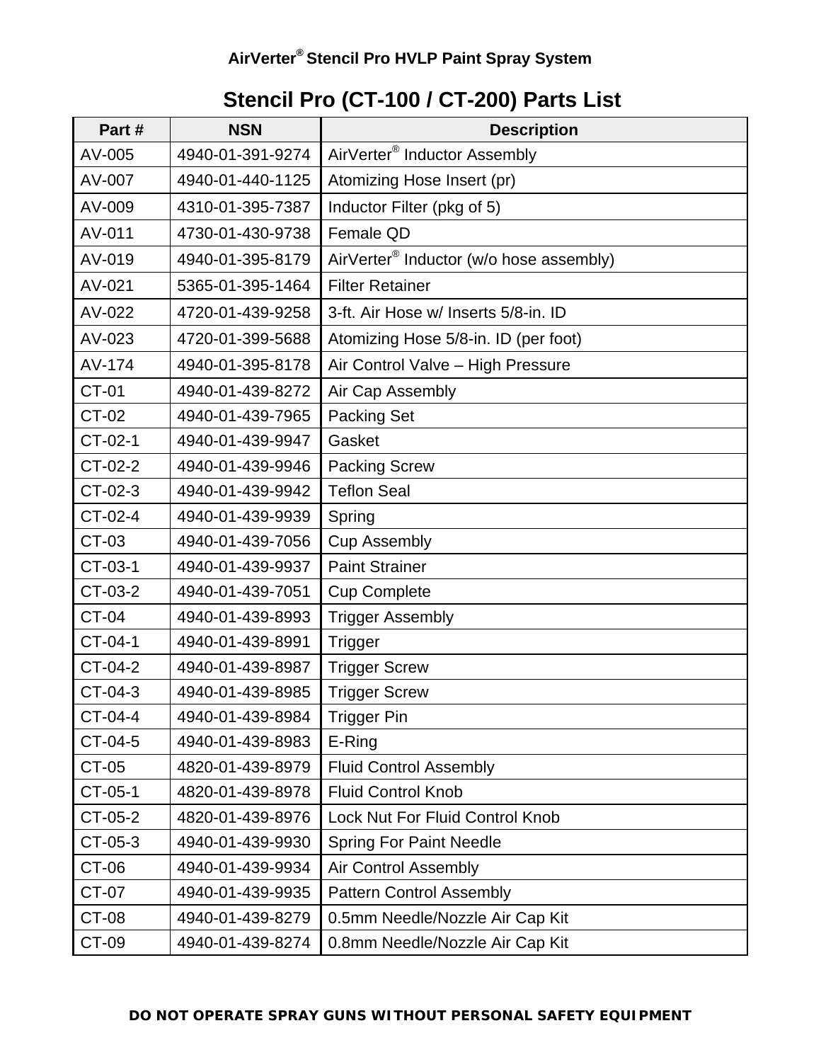AirVerter® Stencil Pro HVLP Paint Spray System

# Stencil Pro (CT-100 / CT-200) Parts List

| Part # | NSN | Description |
|---|---|---|
| AV-005 | 4940-01-391-9274 | AirVerter® Inductor Assembly |
| AV-007 | 4940-01-440-1125 | Atomizing Hose Insert (pr) |
| AV-009 | 4310-01-395-7387 | Inductor Filter (pkg of 5) |
| AV-011 | 4730-01-430-9738 | Female QD |
| AV-019 | 4940-01-395-8179 | AirVerter® Inductor (w/o hose assembly) |
| AV-021 | 5365-01-395-1464 | Filter Retainer |
| AV-022 | 4720-01-439-9258 | 3-ft. Air Hose w/ Inserts 5/8-in. ID |
| AV-023 | 4720-01-399-5688 | Atomizing Hose 5/8-in. ID (per foot) |
| AV-174 | 4940-01-395-8178 | Air Control Valve – High Pressure |
| CT-01 | 4940-01-439-8272 | Air Cap Assembly |
| CT-02 | 4940-01-439-7965 | Packing Set |
| CT-02-1 | 4940-01-439-9947 | Gasket |
| CT-02-2 | 4940-01-439-9946 | Packing Screw |
| CT-02-3 | 4940-01-439-9942 | Teflon Seal |
| CT-02-4 | 4940-01-439-9939 | Spring |
| CT-03 | 4940-01-439-7056 | Cup Assembly |
| CT-03-1 | 4940-01-439-9937 | Paint Strainer |
| CT-03-2 | 4940-01-439-7051 | Cup Complete |
| CT-04 | 4940-01-439-8993 | Trigger Assembly |
| CT-04-1 | 4940-01-439-8991 | Trigger |
| CT-04-2 | 4940-01-439-8987 | Trigger Screw |
| CT-04-3 | 4940-01-439-8985 | Trigger Screw |
| CT-04-4 | 4940-01-439-8984 | Trigger Pin |
| CT-04-5 | 4940-01-439-8983 | E-Ring |
| CT-05 | 4820-01-439-8979 | Fluid Control Assembly |
| CT-05-1 | 4820-01-439-8978 | Fluid Control Knob |
| CT-05-2 | 4820-01-439-8976 | Lock Nut For Fluid Control Knob |
| CT-05-3 | 4940-01-439-9930 | Spring For Paint Needle |
| CT-06 | 4940-01-439-9934 | Air Control Assembly |
| CT-07 | 4940-01-439-9935 | Pattern Control Assembly |
| CT-08 | 4940-01-439-8279 | 0.5mm Needle/Nozzle Air Cap Kit |
| CT-09 | 4940-01-439-8274 | 0.8mm Needle/Nozzle Air Cap Kit |

**DO NOT OPERATE SPRAY GUNS WITHOUT PERSONAL SAFETY EQUIPMENT**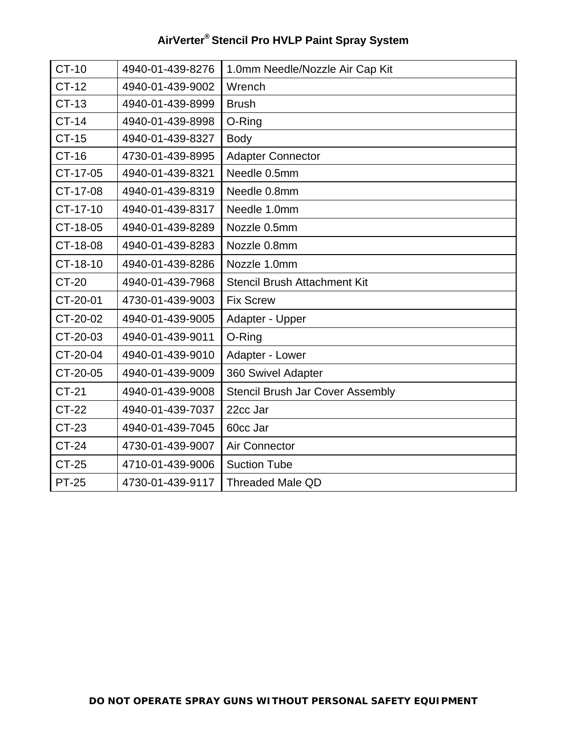| CT-10 | 4940-01-439-8276 | 1.0mm Needle/Nozzle Air Cap Kit |
|---|---|---|
| CT-12 | 4940-01-439-9002 | Wrench |
| CT-13 | 4940-01-439-8999 | Brush |
| CT-14 | 4940-01-439-8998 | O-Ring |
| CT-15 | 4940-01-439-8327 | Body |
| CT-16 | 4730-01-439-8995 | Adapter Connector |
| CT-17-05 | 4940-01-439-8321 | Needle 0.5mm |
| CT-17-08 | 4940-01-439-8319 | Needle 0.8mm |
| CT-17-10 | 4940-01-439-8317 | Needle 1.0mm |
| CT-18-05 | 4940-01-439-8289 | Nozzle 0.5mm |
| CT-18-08 | 4940-01-439-8283 | Nozzle 0.8mm |
| CT-18-10 | 4940-01-439-8286 | Nozzle 1.0mm |
| CT-20 | 4940-01-439-7968 | Stencil Brush Attachment Kit |
| CT-20-01 | 4730-01-439-9003 | Fix Screw |
| CT-20-02 | 4940-01-439-9005 | Adapter - Upper |
| CT-20-03 | 4940-01-439-9011 | O-Ring |
| CT-20-04 | 4940-01-439-9010 | Adapter - Lower |
| CT-20-05 | 4940-01-439-9009 | 360 Swivel Adapter |
| CT-21 | 4940-01-439-9008 | Stencil Brush Jar Cover Assembly |
| CT-22 | 4940-01-439-7037 | 22cc Jar |
| CT-23 | 4940-01-439-7045 | 60cc Jar |
| CT-24 | 4730-01-439-9007 | Air Connector |
| CT-25 | 4710-01-439-9006 | Suction Tube |
| PT-25 | 4730-01-439-9117 | Threaded Male QD |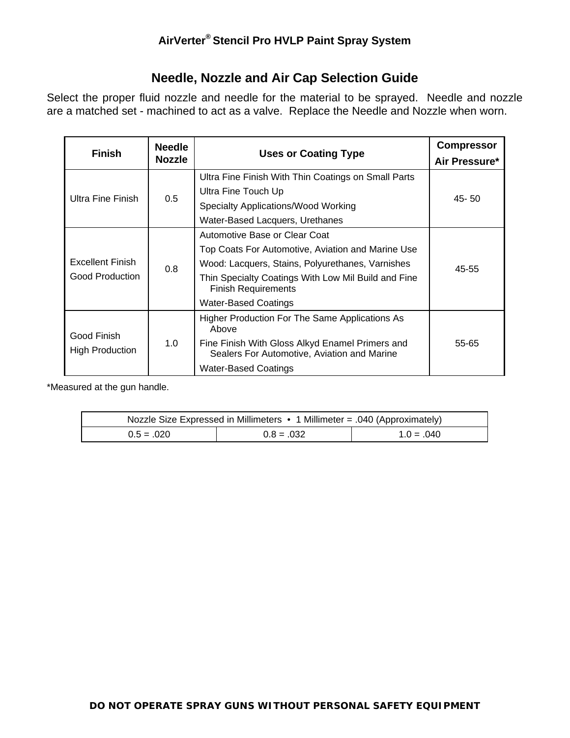AirVerter® Stencil Pro HVLP Paint Spray System

## Needle, Nozzle and Air Cap Selection Guide

Select the proper fluid nozzle and needle for the material to be sprayed. Needle and nozzle are a matched set - machined to act as a valve. Replace the Needle and Nozzle when worn.

| Finish | Needle Nozzle | Uses or Coating Type | Compressor Air Pressure* |
|---|---|---|---|
| Ultra Fine Finish | 0.5 | Ultra Fine Finish With Thin Coatings on Small Parts<br>Ultra Fine Touch Up<br>Specialty Applications/Wood Working<br>Water-Based Lacquers, Urethanes | 45- 50 |
| Excellent Finish<br>Good Production | 0.8 | Automotive Base or Clear Coat<br>Top Coats For Automotive, Aviation and Marine Use<br>Wood: Lacquers, Stains, Polyurethanes, Varnishes<br>Thin Specialty Coatings With Low Mil Build and Fine Finish Requirements<br>Water-Based Coatings | 45-55 |
| Good Finish<br>High Production | 1.0 | Higher Production For The Same Applications As Above<br>Fine Finish With Gloss Alkyd Enamel Primers and Sealers For Automotive, Aviation and Marine<br>Water-Based Coatings | 55-65 |

*Measured at the gun handle.

| Nozzle Size Expressed in Millimeters • 1 Millimeter = .040 (Approximately) | | |
|---|---|---|
| 0.5 = .020 | 0.8 = .032 | 1.0 = .040 |

**DO NOT OPERATE SPRAY GUNS WITHOUT PERSONAL SAFETY EQUIPMENT**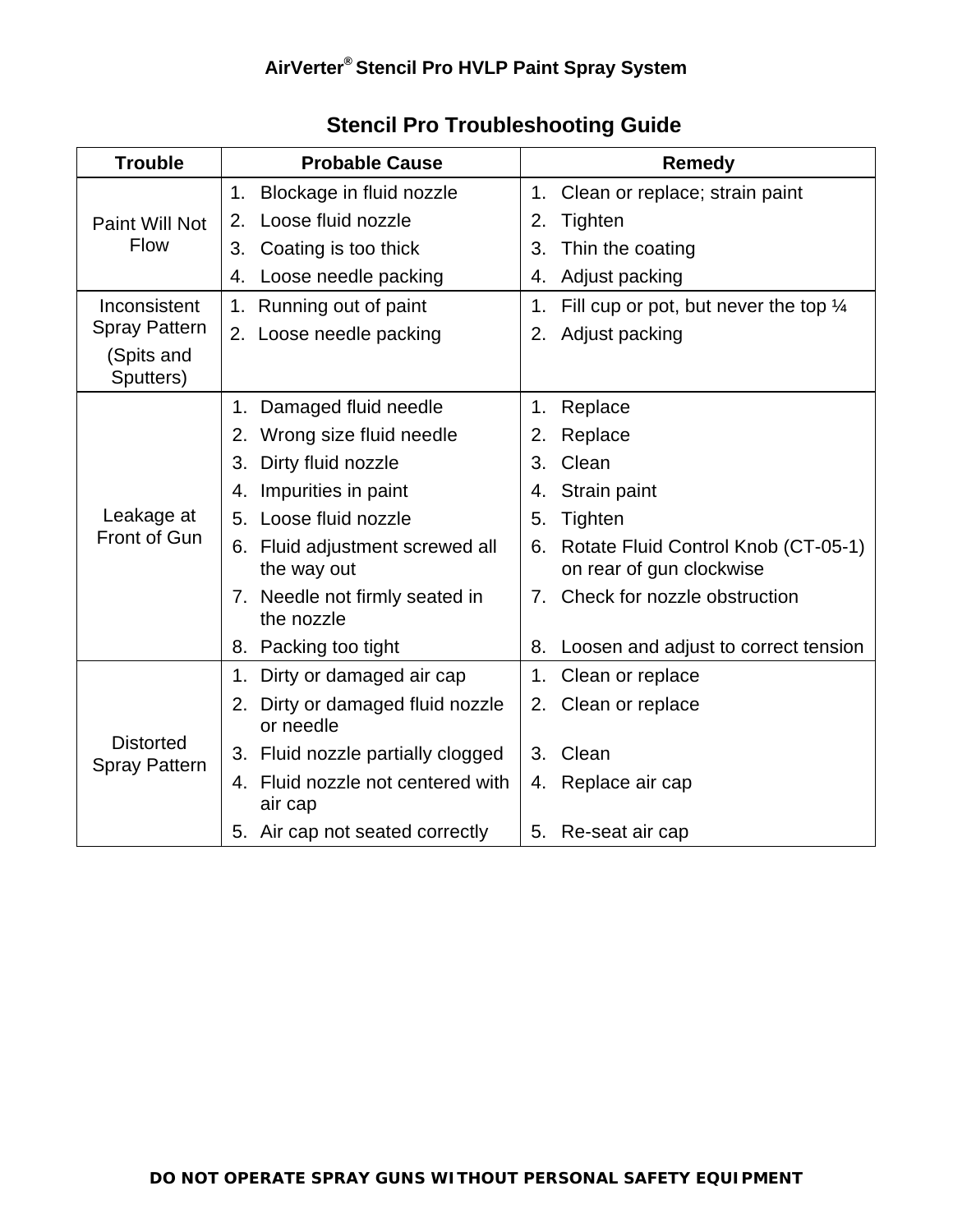## Stencil Pro Troubleshooting Guide

| Trouble | Probable Cause | Remedy |
| --- | --- | --- |
| Paint Will Not Flow | 1. Blockage in fluid nozzle<br>2. Loose fluid nozzle<br>3. Coating is too thick<br>4. Loose needle packing | 1. Clean or replace; strain paint<br>2. Tighten<br>3. Thin the coating<br>4. Adjust packing |
| Inconsistent Spray Pattern (Spits and Sputters) | 1. Running out of paint<br>2. Loose needle packing | 1. Fill cup or pot, but never the top ¼<br>2. Adjust packing |
| Leakage at Front of Gun | 1. Damaged fluid needle<br>2. Wrong size fluid needle<br>3. Dirty fluid nozzle<br>4. Impurities in paint<br>5. Loose fluid nozzle<br>6. Fluid adjustment screwed all the way out<br>7. Needle not firmly seated in the nozzle<br>8. Packing too tight | 1. Replace<br>2. Replace<br>3. Clean<br>4. Strain paint<br>5. Tighten<br>6. Rotate Fluid Control Knob (CT-05-1) on rear of gun clockwise<br>7. Check for nozzle obstruction<br>8. Loosen and adjust to correct tension |
| Distorted Spray Pattern | 1. Dirty or damaged air cap<br>2. Dirty or damaged fluid nozzle or needle<br>3. Fluid nozzle partially clogged<br>4. Fluid nozzle not centered with air cap<br>5. Air cap not seated correctly | 1. Clean or replace<br>2. Clean or replace<br>3. Clean<br>4. Replace air cap<br>5. Re-seat air cap |

**DO NOT OPERATE SPRAY GUNS WITHOUT PERSONAL SAFETY EQUIPMENT**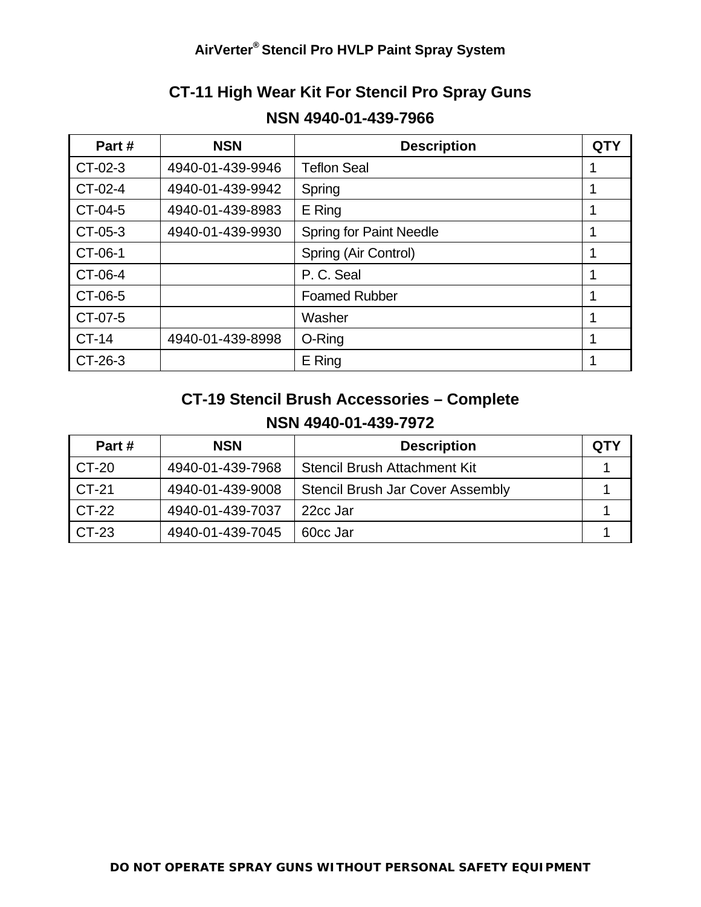## CT-11 High Wear Kit For Stencil Pro Spray Guns

### NSN 4940-01-439-7966

| Part # | NSN | Description | QTY |
|---|---|---|---|
| CT-02-3 | 4940-01-439-9946 | Teflon Seal | 1 |
| CT-02-4 | 4940-01-439-9942 | Spring | 1 |
| CT-04-5 | 4940-01-439-8983 | E Ring | 1 |
| CT-05-3 | 4940-01-439-9930 | Spring for Paint Needle | 1 |
| CT-06-1 | | Spring (Air Control) | 1 |
| CT-06-4 | | P. C. Seal | 1 |
| CT-06-5 | | Foamed Rubber | 1 |
| CT-07-5 | | Washer | 1 |
| CT-14 | 4940-01-439-8998 | O-Ring | 1 |
| CT-26-3 | | E Ring | 1 |

## CT-19 Stencil Brush Accessories – Complete

### NSN 4940-01-439-7972

| Part # | NSN | Description | QTY |
|---|---|---|---|
| CT-20 | 4940-01-439-7968 | Stencil Brush Attachment Kit | 1 |
| CT-21 | 4940-01-439-9008 | Stencil Brush Jar Cover Assembly | 1 |
| CT-22 | 4940-01-439-7037 | 22cc Jar | 1 |
| CT-23 | 4940-01-439-7045 | 60cc Jar | 1 |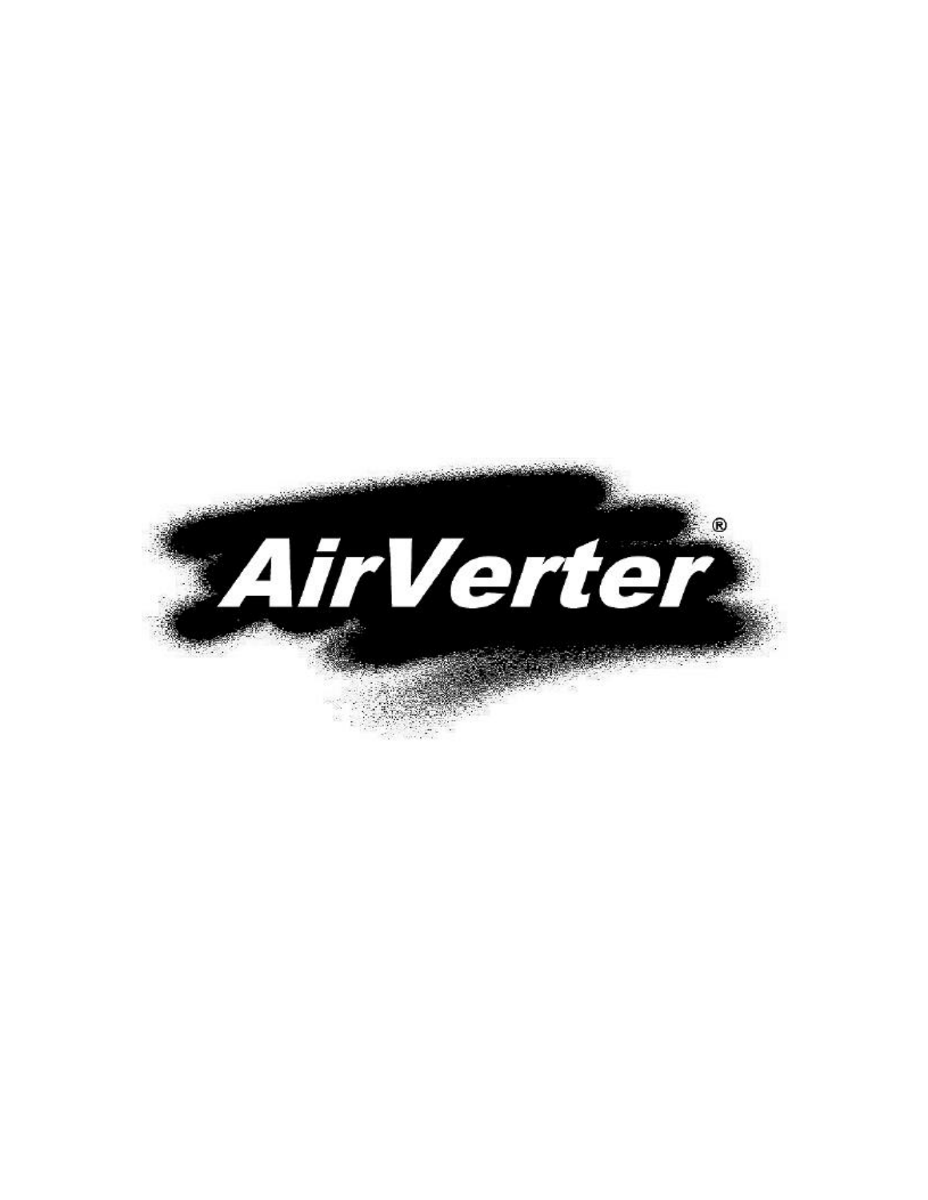AirVerter®